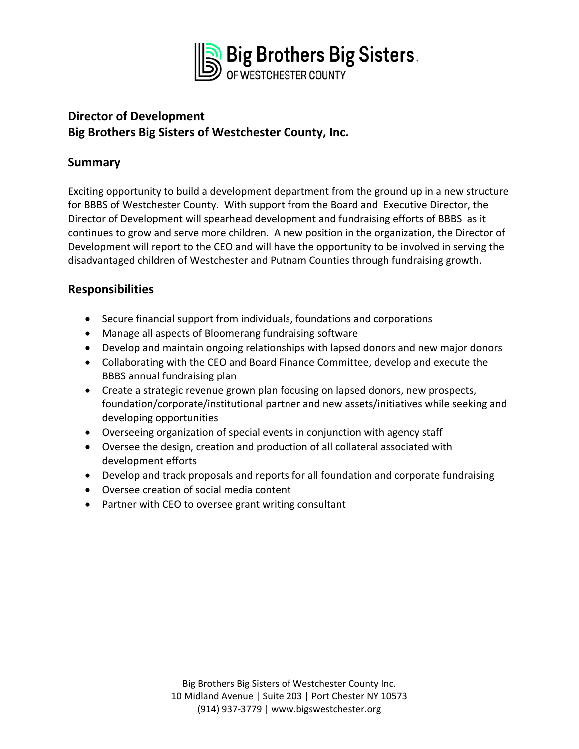Big Brothers Big Sisters
OF WESTCHESTER COUNTY

**Director of Development**
**Big Brothers Big Sisters of Westchester County, Inc.**

## Summary

Exciting opportunity to build a development department from the ground up in a new structure for BBBS of Westchester County. With support from the Board and Executive Director, the Director of Development will spearhead development and fundraising efforts of BBBS as it continues to grow and serve more children. A new position in the organization, the Director of Development will report to the CEO and will have the opportunity to be involved in serving the disadvantaged children of Westchester and Putnam Counties through fundraising growth.

## Responsibilities

- Secure financial support from individuals, foundations and corporations
- Manage all aspects of Bloomerang fundraising software
- Develop and maintain ongoing relationships with lapsed donors and new major donors
- Collaborating with the CEO and Board Finance Committee, develop and execute the BBBS annual fundraising plan
- Create a strategic revenue grown plan focusing on lapsed donors, new prospects, foundation/corporate/institutional partner and new assets/initiatives while seeking and developing opportunities
- Overseeing organization of special events in conjunction with agency staff
- Oversee the design, creation and production of all collateral associated with development efforts
- Develop and track proposals and reports for all foundation and corporate fundraising
- Oversee creation of social media content
- Partner with CEO to oversee grant writing consultant

Big Brothers Big Sisters of Westchester County Inc.
10 Midland Avenue | Suite 203 | Port Chester NY 10573
(914) 937-3779 | www.bigswestchester.org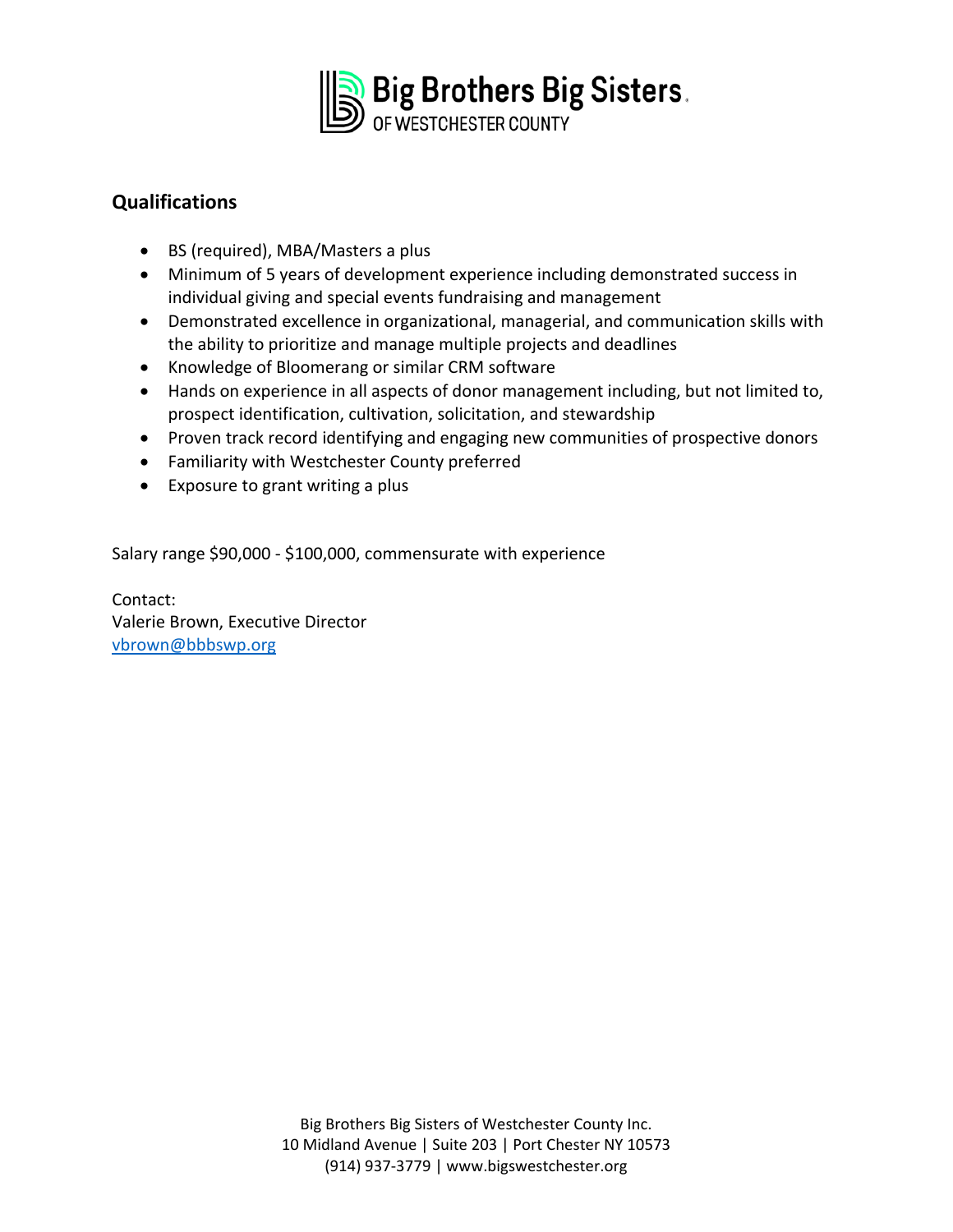## Qualifications

- BS (required), MBA/Masters a plus
- Minimum of 5 years of development experience including demonstrated success in individual giving and special events fundraising and management
- Demonstrated excellence in organizational, managerial, and communication skills with the ability to prioritize and manage multiple projects and deadlines
- Knowledge of Bloomerang or similar CRM software
- Hands on experience in all aspects of donor management including, but not limited to, prospect identification, cultivation, solicitation, and stewardship
- Proven track record identifying and engaging new communities of prospective donors
- Familiarity with Westchester County preferred
- Exposure to grant writing a plus

Salary range $90,000 - $100,000, commensurate with experience

Contact:
Valerie Brown, Executive Director
vbrown@bbbswp.org